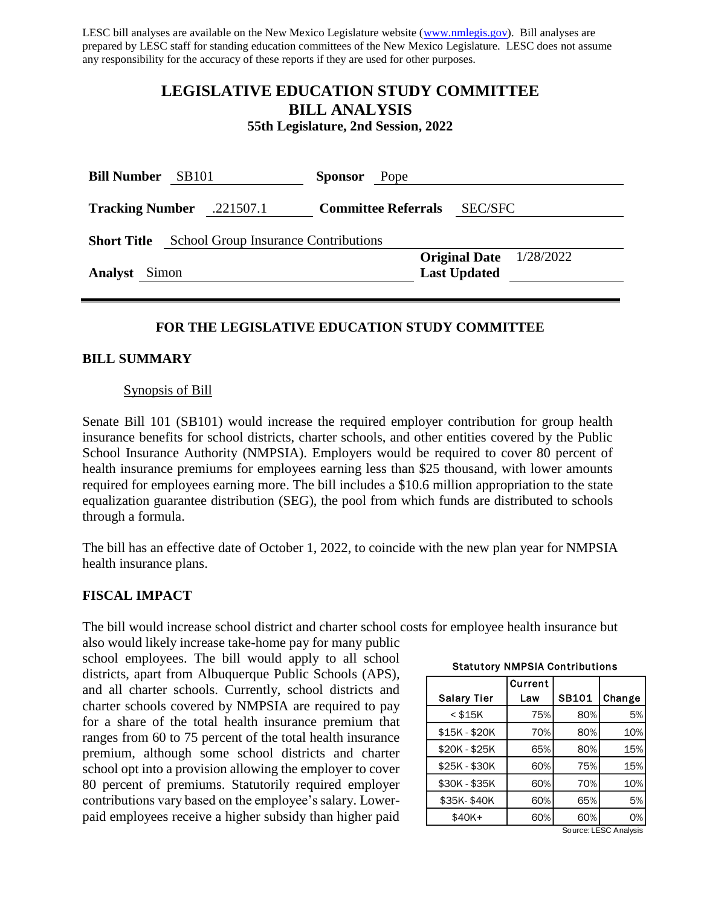LESC bill analyses are available on the New Mexico Legislature website (www.nmlegis.gov). Bill analyses are prepared by LESC staff for standing education committees of the New Mexico Legislature. LESC does not assume any responsibility for the accuracy of these reports if they are used for other purposes.

# LEGISLATIVE EDUCATION STUDY COMMITTEE
# BILL ANALYSIS
### 55th Legislature, 2nd Session, 2022

**Bill Number** SB101 **Sponsor** Pope

**Tracking Number** .221507.1 **Committee Referrals** SEC/SFC

**Short Title** School Group Insurance Contributions

**Original Date** 1/28/2022

**Analyst** Simon **Last Updated**

---

### FOR THE LEGISLATIVE EDUCATION STUDY COMMITTEE

## BILL SUMMARY

Synopsis of Bill

Senate Bill 101 (SB101) would increase the required employer contribution for group health insurance benefits for school districts, charter schools, and other entities covered by the Public School Insurance Authority (NMPSIA). Employers would be required to cover 80 percent of health insurance premiums for employees earning less than $25 thousand, with lower amounts required for employees earning more. The bill includes a $10.6 million appropriation to the state equalization guarantee distribution (SEG), the pool from which funds are distributed to schools through a formula.

The bill has an effective date of October 1, 2022, to coincide with the new plan year for NMPSIA health insurance plans.

## FISCAL IMPACT

The bill would increase school district and charter school costs for employee health insurance but also would likely increase take-home pay for many public school employees. The bill would apply to all school districts, apart from Albuquerque Public Schools (APS), and all charter schools. Currently, school districts and charter schools covered by NMPSIA are required to pay for a share of the total health insurance premium that ranges from 60 to 75 percent of the total health insurance premium, although some school districts and charter school opt into a provision allowing the employer to cover 80 percent of premiums. Statutorily required employer contributions vary based on the employee's salary. Lower-paid employees receive a higher subsidy than higher paid

**Statutory NMPSIA Contributions**

| Salary Tier | Current Law | SB101 | Change |
|---|---|---|---|
| < $15K | 75% | 80% | 5% |
| $15K - $20K | 70% | 80% | 10% |
| $20K - $25K | 65% | 80% | 15% |
| $25K - $30K | 60% | 75% | 15% |
| $30K - $35K | 60% | 70% | 10% |
| $35K- $40K | 60% | 65% | 5% |
| $40K+ | 60% | 60% | 0% |

Source: LESC Analysis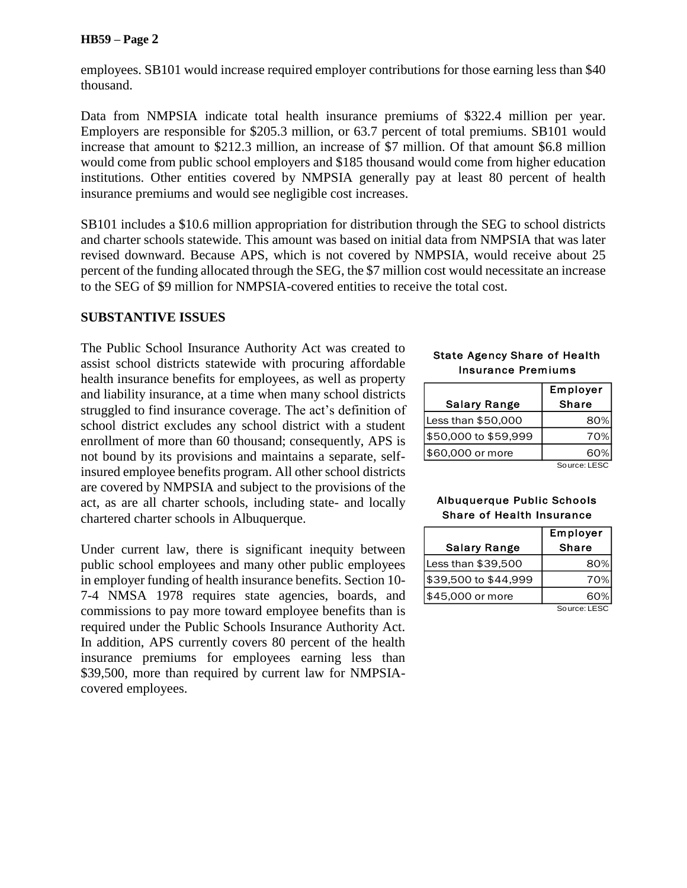employees. SB101 would increase required employer contributions for those earning less than $40 thousand.

Data from NMPSIA indicate total health insurance premiums of $322.4 million per year. Employers are responsible for $205.3 million, or 63.7 percent of total premiums. SB101 would increase that amount to $212.3 million, an increase of $7 million. Of that amount $6.8 million would come from public school employers and $185 thousand would come from higher education institutions. Other entities covered by NMPSIA generally pay at least 80 percent of health insurance premiums and would see negligible cost increases.

SB101 includes a $10.6 million appropriation for distribution through the SEG to school districts and charter schools statewide. This amount was based on initial data from NMPSIA that was later revised downward. Because APS, which is not covered by NMPSIA, would receive about 25 percent of the funding allocated through the SEG, the $7 million cost would necessitate an increase to the SEG of $9 million for NMPSIA-covered entities to receive the total cost.

## SUBSTANTIVE ISSUES

The Public School Insurance Authority Act was created to assist school districts statewide with procuring affordable health insurance benefits for employees, as well as property and liability insurance, at a time when many school districts struggled to find insurance coverage. The act's definition of school district excludes any school district with a student enrollment of more than 60 thousand; consequently, APS is not bound by its provisions and maintains a separate, self-insured employee benefits program. All other school districts are covered by NMPSIA and subject to the provisions of the act, as are all charter schools, including state- and locally chartered charter schools in Albuquerque.

Under current law, there is significant inequity between public school employees and many other public employees in employer funding of health insurance benefits. Section 10-7-4 NMSA 1978 requires state agencies, boards, and commissions to pay more toward employee benefits than is required under the Public Schools Insurance Authority Act. In addition, APS currently covers 80 percent of the health insurance premiums for employees earning less than $39,500, more than required by current law for NMPSIA-covered employees.

**State Agency Share of Health Insurance Premiums**

| Salary Range | Employer Share |
|---|---|
| Less than $50,000 | 80% |
| $50,000 to $59,999 | 70% |
| $60,000 or more | 60% |

Source: LESC

**Albuquerque Public Schools Share of Health Insurance**

| Salary Range | Employer Share |
|---|---|
| Less than $39,500 | 80% |
| $39,500 to $44,999 | 70% |
| $45,000 or more | 60% |

Source: LESC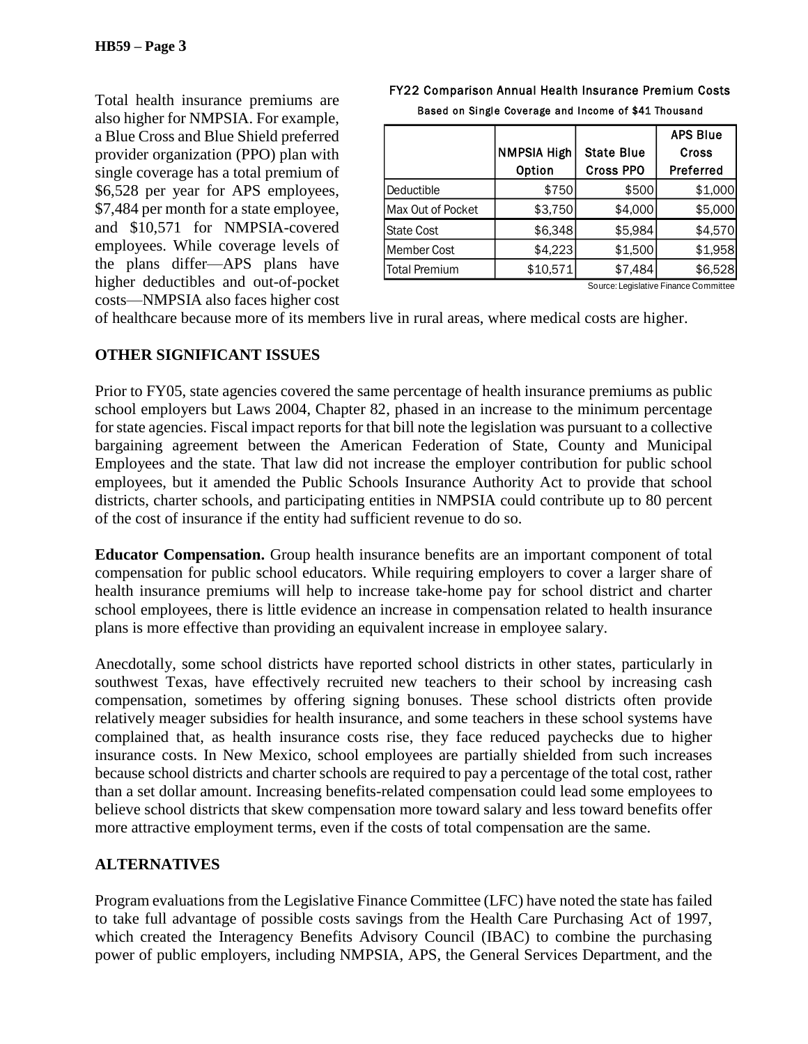Total health insurance premiums are also higher for NMPSIA. For example, a Blue Cross and Blue Shield preferred provider organization (PPO) plan with single coverage has a total premium of $6,528 per year for APS employees, $7,484 per month for a state employee, and $10,571 for NMPSIA-covered employees. While coverage levels of the plans differ—APS plans have higher deductibles and out-of-pocket costs—NMPSIA also faces higher cost of healthcare because more of its members live in rural areas, where medical costs are higher.

**FY22 Comparison Annual Health Insurance Premium Costs**

Based on Single Coverage and Income of $41 Thousand

| | NMPSIA High Option | State Blue Cross PPO | APS Blue Cross Preferred |
|---|---|---|---|
| Deductible | $750 | $500 | $1,000 |
| Max Out of Pocket | $3,750 | $4,000 | $5,000 |
| State Cost | $6,348 | $5,984 | $4,570 |
| Member Cost | $4,223 | $1,500 | $1,958 |
| Total Premium | $10,571 | $7,484 | $6,528 |

Source: Legislative Finance Committee

## OTHER SIGNIFICANT ISSUES

Prior to FY05, state agencies covered the same percentage of health insurance premiums as public school employers but Laws 2004, Chapter 82, phased in an increase to the minimum percentage for state agencies. Fiscal impact reports for that bill note the legislation was pursuant to a collective bargaining agreement between the American Federation of State, County and Municipal Employees and the state. That law did not increase the employer contribution for public school employees, but it amended the Public Schools Insurance Authority Act to provide that school districts, charter schools, and participating entities in NMPSIA could contribute up to 80 percent of the cost of insurance if the entity had sufficient revenue to do so.

**Educator Compensation.** Group health insurance benefits are an important component of total compensation for public school educators. While requiring employers to cover a larger share of health insurance premiums will help to increase take-home pay for school district and charter school employees, there is little evidence an increase in compensation related to health insurance plans is more effective than providing an equivalent increase in employee salary.

Anecdotally, some school districts have reported school districts in other states, particularly in southwest Texas, have effectively recruited new teachers to their school by increasing cash compensation, sometimes by offering signing bonuses. These school districts often provide relatively meager subsidies for health insurance, and some teachers in these school systems have complained that, as health insurance costs rise, they face reduced paychecks due to higher insurance costs. In New Mexico, school employees are partially shielded from such increases because school districts and charter schools are required to pay a percentage of the total cost, rather than a set dollar amount. Increasing benefits-related compensation could lead some employees to believe school districts that skew compensation more toward salary and less toward benefits offer more attractive employment terms, even if the costs of total compensation are the same.

## ALTERNATIVES

Program evaluations from the Legislative Finance Committee (LFC) have noted the state has failed to take full advantage of possible costs savings from the Health Care Purchasing Act of 1997, which created the Interagency Benefits Advisory Council (IBAC) to combine the purchasing power of public employers, including NMPSIA, APS, the General Services Department, and the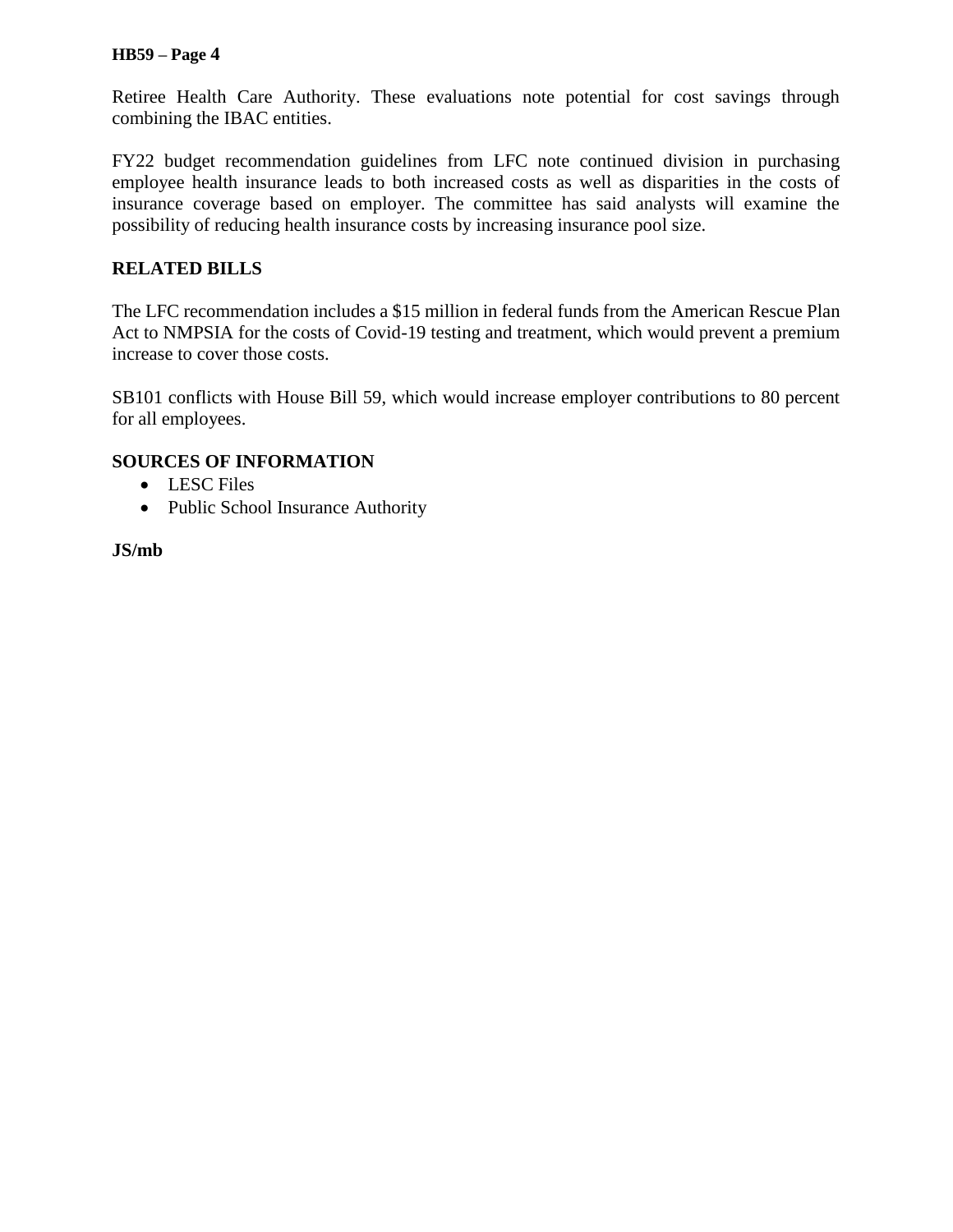Retiree Health Care Authority. These evaluations note potential for cost savings through combining the IBAC entities.

FY22 budget recommendation guidelines from LFC note continued division in purchasing employee health insurance leads to both increased costs as well as disparities in the costs of insurance coverage based on employer. The committee has said analysts will examine the possibility of reducing health insurance costs by increasing insurance pool size.

**RELATED BILLS**

The LFC recommendation includes a $15 million in federal funds from the American Rescue Plan Act to NMPSIA for the costs of Covid-19 testing and treatment, which would prevent a premium increase to cover those costs.

SB101 conflicts with House Bill 59, which would increase employer contributions to 80 percent for all employees.

**SOURCES OF INFORMATION**

- LESC Files
- Public School Insurance Authority

**JS/mb**